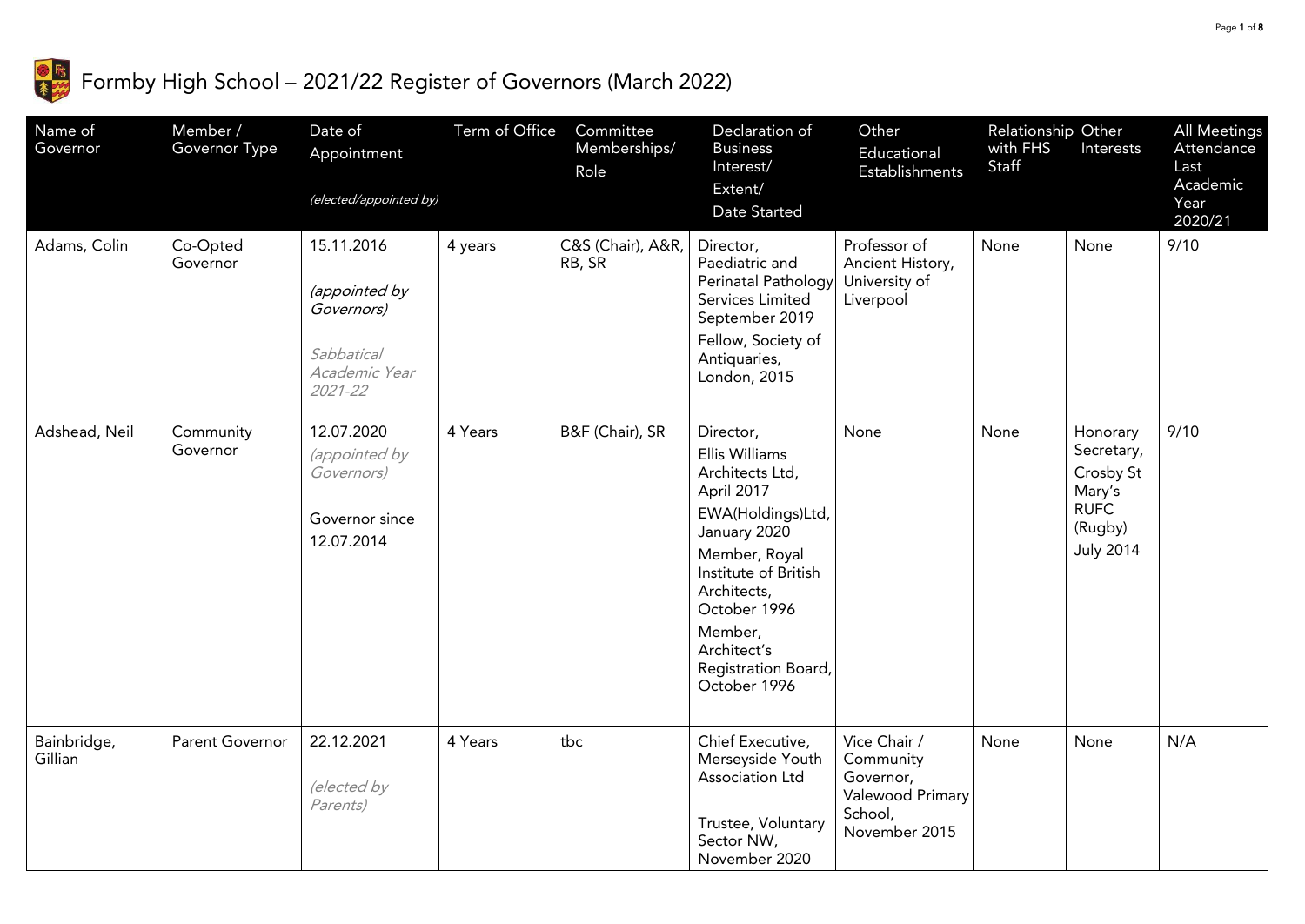# Formby High School – 2021/22 Register of Governors (March 2022)

| Name of Governor | Member / Governor Type | Date of Appointment *(elected/appointed by)* | Term of Office | Committee Memberships/ Role | Declaration of Business Interest/ Extent/ Date Started | Other Educational Establishments | Relationship with FHS Staff | Other Interests | All Meetings Attendance Last Academic Year 2020/21 |
|---|---|---|---|---|---|---|---|---|---|
| Adams, Colin | Co-Opted Governor | 15.11.2016 *(appointed by Governors)* *Sabbatical Academic Year 2021-22* | 4 years | C&S (Chair), A&R, RB, SR | Director, Paediatric and Perinatal Pathology Services Limited September 2019 Fellow, Society of Antiquaries, London, 2015 | Professor of Ancient History, University of Liverpool | None | None | 9/10 |
| Adshead, Neil | Community Governor | 12.07.2020 *(appointed by Governors)* Governor since 12.07.2014 | 4 Years | B&F (Chair), SR | Director, Ellis Williams Architects Ltd, April 2017 EWA(Holdings)Ltd, January 2020 Member, Royal Institute of British Architects, October 1996 Member, Architect's Registration Board, October 1996 | None | None | Honorary Secretary, Crosby St Mary's RUFC (Rugby) July 2014 | 9/10 |
| Bainbridge, Gillian | Parent Governor | 22.12.2021 *(elected by Parents)* | 4 Years | tbc | Chief Executive, Merseyside Youth Association Ltd Trustee, Voluntary Sector NW, November 2020 | Vice Chair / Community Governor, Valewood Primary School, November 2015 | None | None | N/A |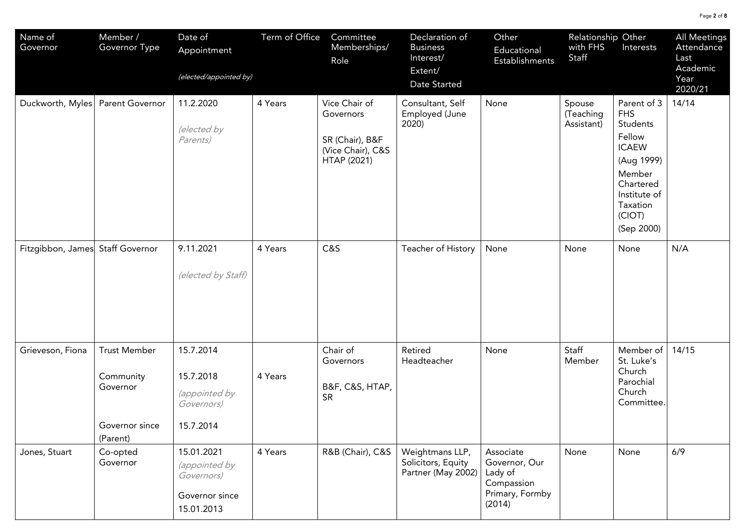| Name of Governor | Member / Governor Type | Date of Appointment<br>*(elected/appointed by)* | Term of Office | Committee Memberships/ Role | Declaration of Business Interest/ Extent/ Date Started | Other Educational Establishments | Relationship with FHS Staff | Other Interests | All Meetings Attendance Last Academic Year 2020/21 |
|---|---|---|---|---|---|---|---|---|---|
| Duckworth, Myles | Parent Governor | 11.2.2020<br>*(elected by Parents)* | 4 Years | Vice Chair of Governors<br>SR (Chair), B&F (Vice Chair), C&S HTAP (2021) | Consultant, Self Employed (June 2020) | None | Spouse (Teaching Assistant) | Parent of 3 FHS Students<br>Fellow ICAEW (Aug 1999)<br>Member Chartered Institute of Taxation (CIOT) (Sep 2000) | 14/14 |
| Fitzgibbon, James | Staff Governor | 9.11.2021<br>*(elected by Staff)* | 4 Years | C&S | Teacher of History | None | None | None | N/A |
| Grieveson, Fiona | Trust Member<br>Community Governor<br>Governor since (Parent) | 15.7.2014<br>15.7.2018<br>*(appointed by Governors)*<br>15.7.2014 | 4 Years | Chair of Governors<br>B&F, C&S, HTAP, SR | Retired Headteacher | None | Staff Member | Member of St. Luke's Church Parochial Church Committee. | 14/15 |
| Jones, Stuart | Co-opted Governor | 15.01.2021<br>*(appointed by Governors)*<br>Governor since 15.01.2013 | 4 Years | R&B (Chair), C&S | Weightmans LLP, Solicitors, Equity Partner (May 2002) | Associate Governor, Our Lady of Compassion Primary, Formby (2014) | None | None | 6/9 |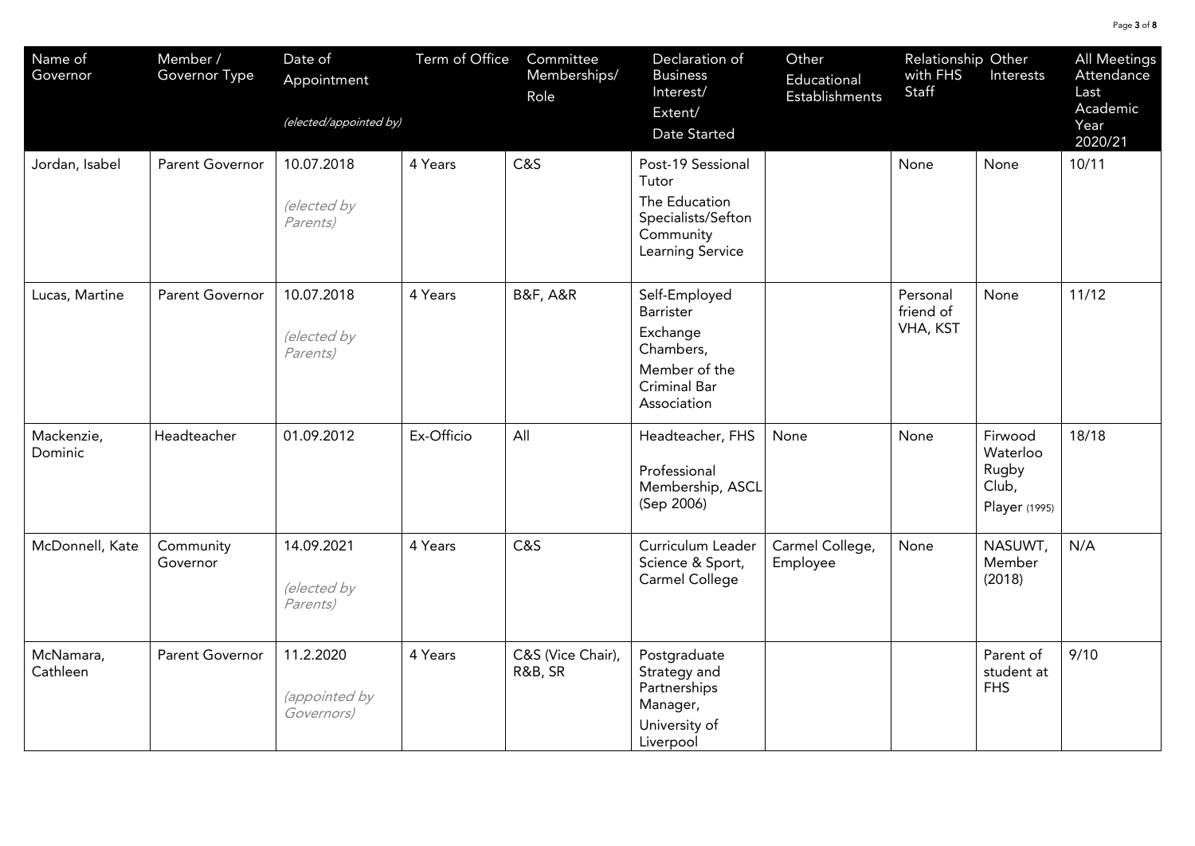| Name of Governor | Member / Governor Type | Date of Appointment *(elected/appointed by)* | Term of Office | Committee Memberships/ Role | Declaration of Business Interest/ Extent/ Date Started | Other Educational Establishments | Relationship with FHS Staff | Other Interests | All Meetings Attendance Last Academic Year 2020/21 |
|---|---|---|---|---|---|---|---|---|---|
| Jordan, Isabel | Parent Governor | 10.07.2018 *(elected by Parents)* | 4 Years | C&S | Post-19 Sessional Tutor The Education Specialists/Sefton Community Learning Service | | None | None | 10/11 |
| Lucas, Martine | Parent Governor | 10.07.2018 *(elected by Parents)* | 4 Years | B&F, A&R | Self-Employed Barrister Exchange Chambers, Member of the Criminal Bar Association | | Personal friend of VHA, KST | None | 11/12 |
| Mackenzie, Dominic | Headteacher | 01.09.2012 | Ex-Officio | All | Headteacher, FHS Professional Membership, ASCL (Sep 2006) | None | None | Firwood Waterloo Rugby Club, Player (1995) | 18/18 |
| McDonnell, Kate | Community Governor | 14.09.2021 *(elected by Parents)* | 4 Years | C&S | Curriculum Leader Science & Sport, Carmel College | Carmel College, Employee | None | NASUWT, Member (2018) | N/A |
| McNamara, Cathleen | Parent Governor | 11.2.2020 *(appointed by Governors)* | 4 Years | C&S (Vice Chair), R&B, SR | Postgraduate Strategy and Partnerships Manager, University of Liverpool | | | Parent of student at FHS | 9/10 |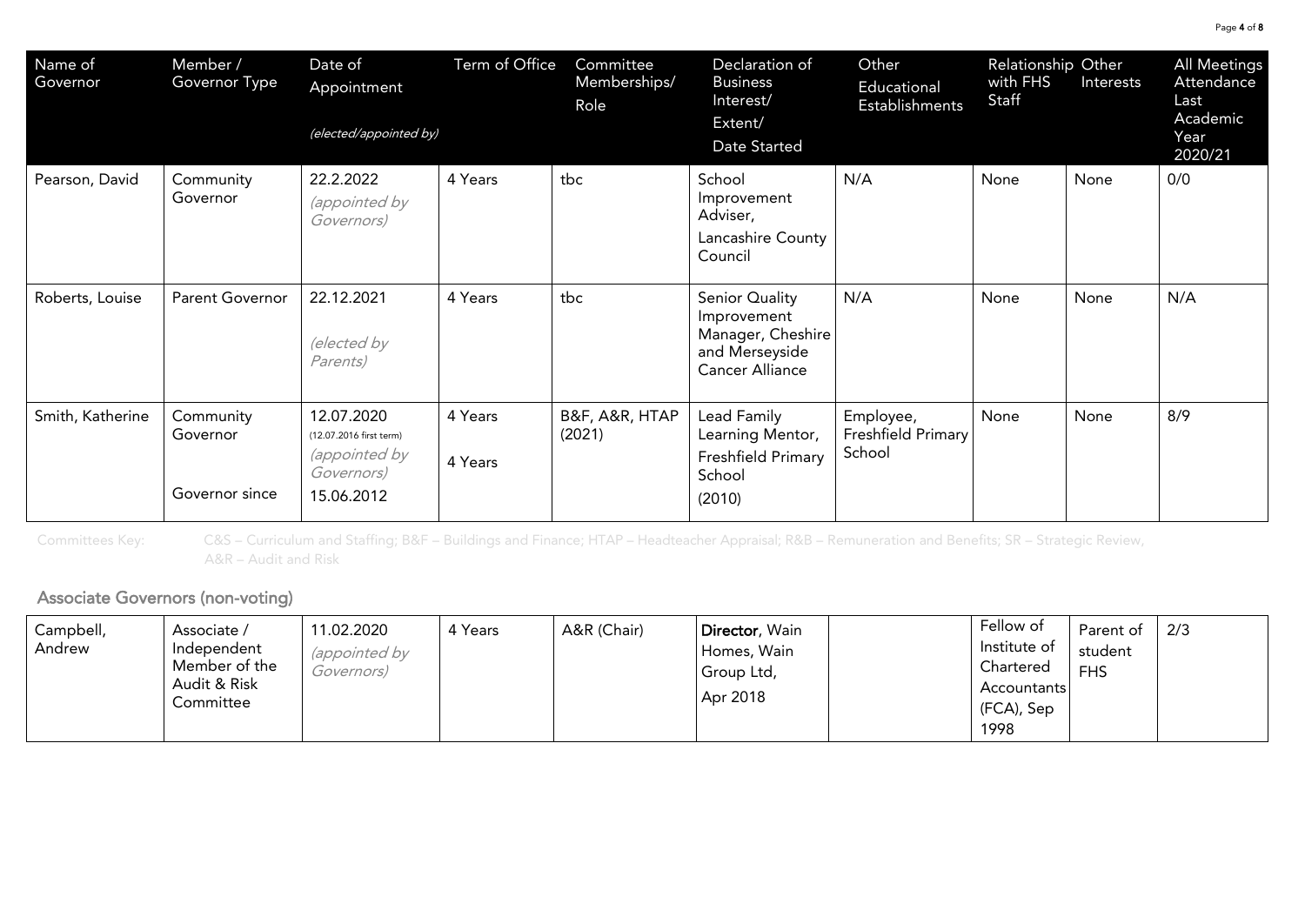| Name of Governor | Member / Governor Type | Date of Appointment *(elected/appointed by)* | Term of Office | Committee Memberships/ Role | Declaration of Business Interest/ Extent/ Date Started | Other Educational Establishments | Relationship with FHS Staff | Other Interests | All Meetings Attendance Last Academic Year 2020/21 |
|---|---|---|---|---|---|---|---|---|---|
| Pearson, David | Community Governor | 22.2.2022 *(appointed by Governors)* | 4 Years | tbc | School Improvement Adviser, Lancashire County Council | N/A | None | None | 0/0 |
| Roberts, Louise | Parent Governor | 22.12.2021 *(elected by Parents)* | 4 Years | tbc | Senior Quality Improvement Manager, Cheshire and Merseyside Cancer Alliance | N/A | None | None | N/A |
| Smith, Katherine | Community Governor<br>Governor since | 12.07.2020 (12.07.2016 first term) *(appointed by Governors)*<br>15.06.2012 | 4 Years<br>4 Years | B&F, A&R, HTAP (2021) | Lead Family Learning Mentor, Freshfield Primary School (2010) | Employee, Freshfield Primary School | None | None | 8/9 |

Committees Key: C&S – Curriculum and Staffing; B&F – Buildings and Finance; HTAP – Headteacher Appraisal; R&B – Remuneration and Benefits; SR – Strategic Review, A&R – Audit and Risk

## Associate Governors (non-voting)

| Name of Governor | Member / Governor Type | Date of Appointment *(elected/appointed by)* | Term of Office | Committee Memberships/ Role | Declaration of Business Interest/ Extent/ Date Started | Other Educational Establishments | Relationship with FHS Staff | Other Interests | All Meetings Attendance Last Academic Year 2020/21 |
|---|---|---|---|---|---|---|---|---|---|
| Campbell, Andrew | Associate / Independent Member of the Audit & Risk Committee | 11.02.2020 *(appointed by Governors)* | 4 Years | A&R (Chair) | **Director**, Wain Homes, Wain Group Ltd, Apr 2018 | | Fellow of Institute of Chartered Accountants (FCA), Sep 1998 | Parent of student FHS | 2/3 |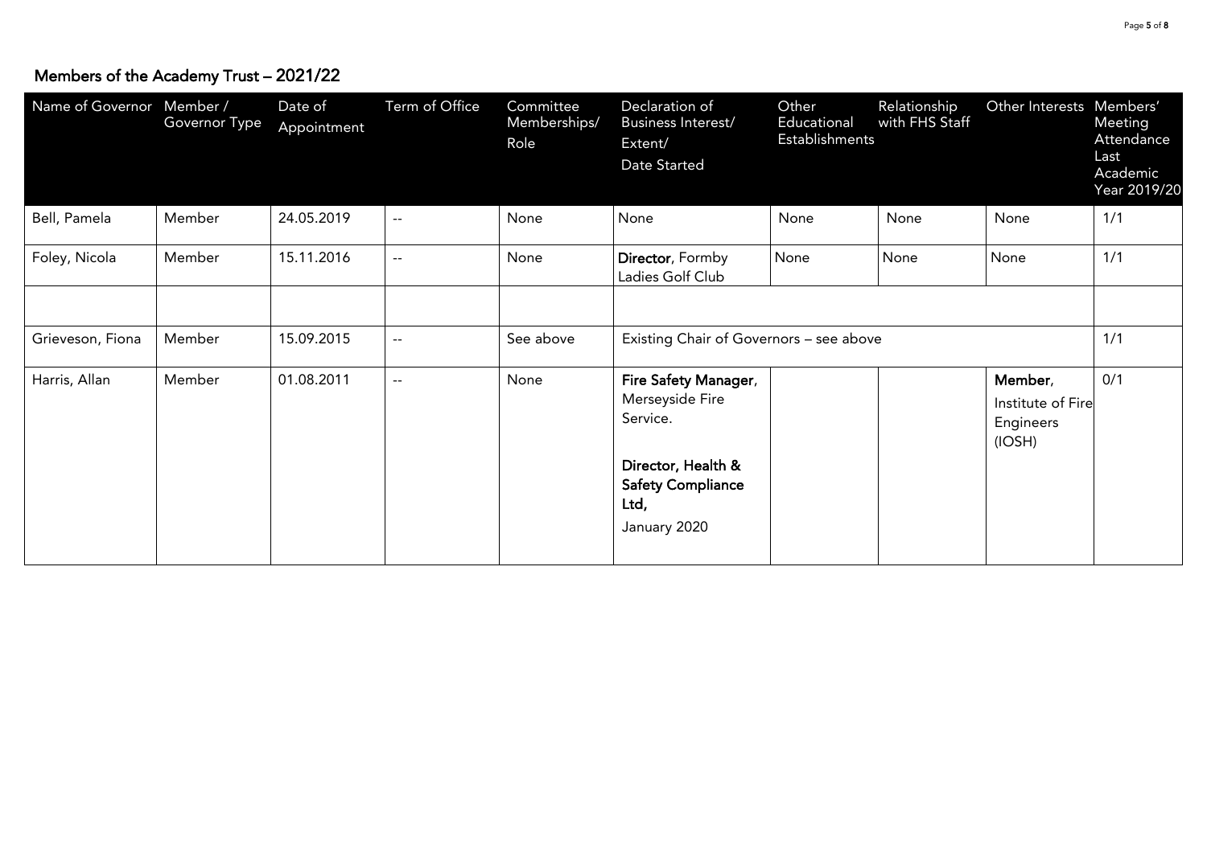## Members of the Academy Trust – 2021/22

| Name of Governor | Member / Governor Type | Date of Appointment | Term of Office | Committee Memberships/ Role | Declaration of Business Interest/ Extent/ Date Started | Other Educational Establishments | Relationship with FHS Staff | Other Interests | Members' Meeting Attendance Last Academic Year 2019/20 |
|---|---|---|---|---|---|---|---|---|---|
| Bell, Pamela | Member | 24.05.2019 | -- | None | None | None | None | None | 1/1 |
| Foley, Nicola | Member | 15.11.2016 | -- | None | **Director**, Formby Ladies Golf Club | None | None | None | 1/1 |
| | | | | | | | | | |
| Grieveson, Fiona | Member | 15.09.2015 | -- | See above | Existing Chair of Governors – see above | | | | 1/1 |
| Harris, Allan | Member | 01.08.2011 | -- | None | **Fire Safety Manager**, Merseyside Fire Service. **Director, Health & Safety Compliance Ltd,** January 2020 | | | **Member**, Institute of Fire Engineers (IOSH) | 0/1 |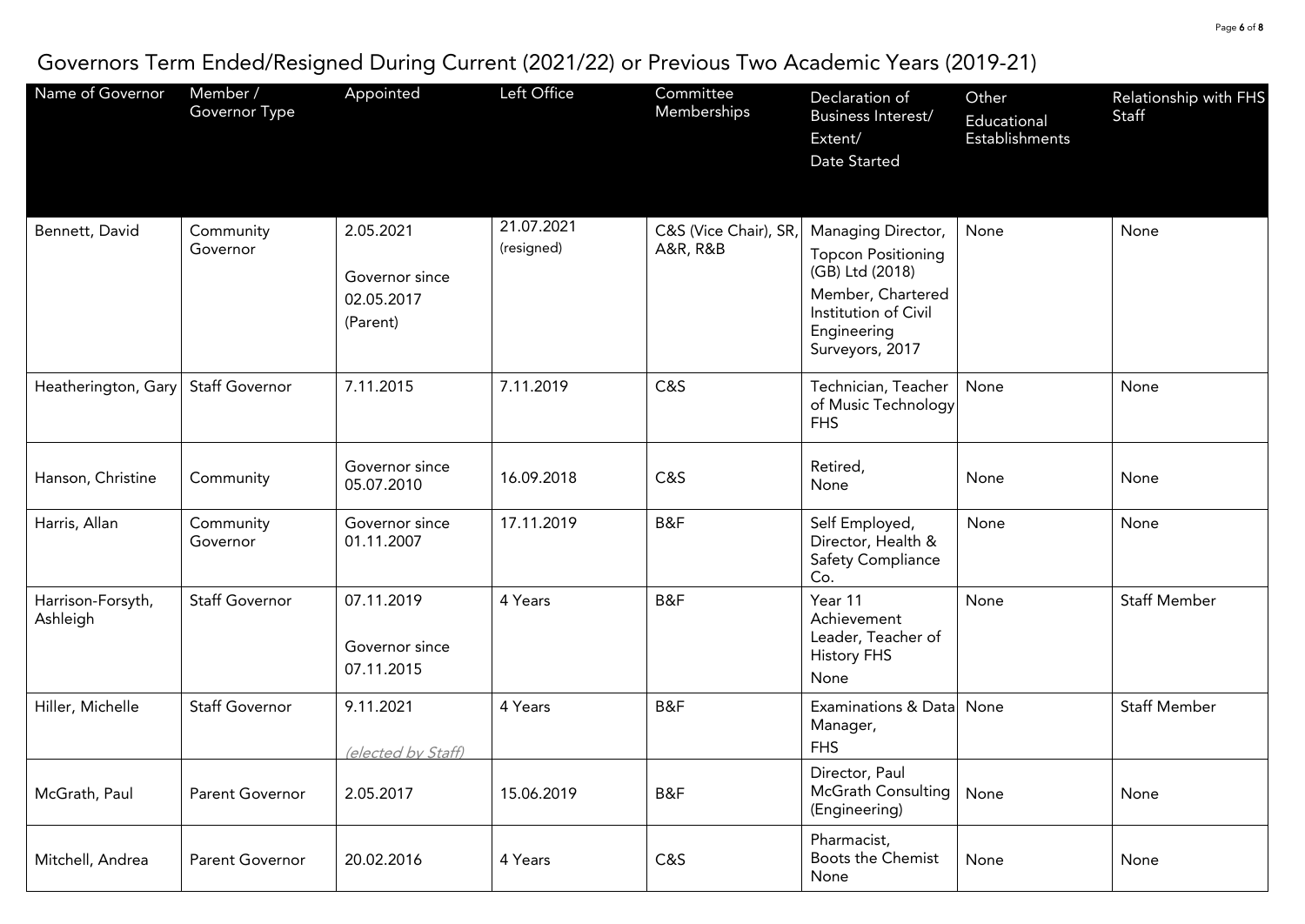# Governors Term Ended/Resigned During Current (2021/22) or Previous Two Academic Years (2019-21)

| Name of Governor | Member / Governor Type | Appointed | Left Office | Committee Memberships | Declaration of Business Interest/ Extent/ Date Started | Other Educational Establishments | Relationship with FHS Staff |
|---|---|---|---|---|---|---|---|
| Bennett, David | Community Governor | 2.05.2021<br><br>Governor since 02.05.2017 (Parent) | 21.07.2021 (resigned) | C&S (Vice Chair), SR, A&R, R&B | Managing Director, Topcon Positioning (GB) Ltd (2018)<br>Member, Chartered Institution of Civil Engineering Surveyors, 2017 | None | None |
| Heatherington, Gary | Staff Governor | 7.11.2015 | 7.11.2019 | C&S | Technician, Teacher of Music Technology FHS | None | None |
| Hanson, Christine | Community | Governor since 05.07.2010 | 16.09.2018 | C&S | Retired, None | None | None |
| Harris, Allan | Community Governor | Governor since 01.11.2007 | 17.11.2019 | B&F | Self Employed, Director, Health & Safety Compliance Co. | None | None |
| Harrison-Forsyth, Ashleigh | Staff Governor | 07.11.2019<br><br>Governor since 07.11.2015 | 4 Years | B&F | Year 11 Achievement Leader, Teacher of History FHS<br>None | None | Staff Member |
| Hiller, Michelle | Staff Governor | 9.11.2021<br><br>*(elected by Staff)* | 4 Years | B&F | Examinations & Data Manager,<br>FHS | None | Staff Member |
| McGrath, Paul | Parent Governor | 2.05.2017 | 15.06.2019 | B&F | Director, Paul McGrath Consulting (Engineering) | None | None |
| Mitchell, Andrea | Parent Governor | 20.02.2016 | 4 Years | C&S | Pharmacist, Boots the Chemist None | None | None |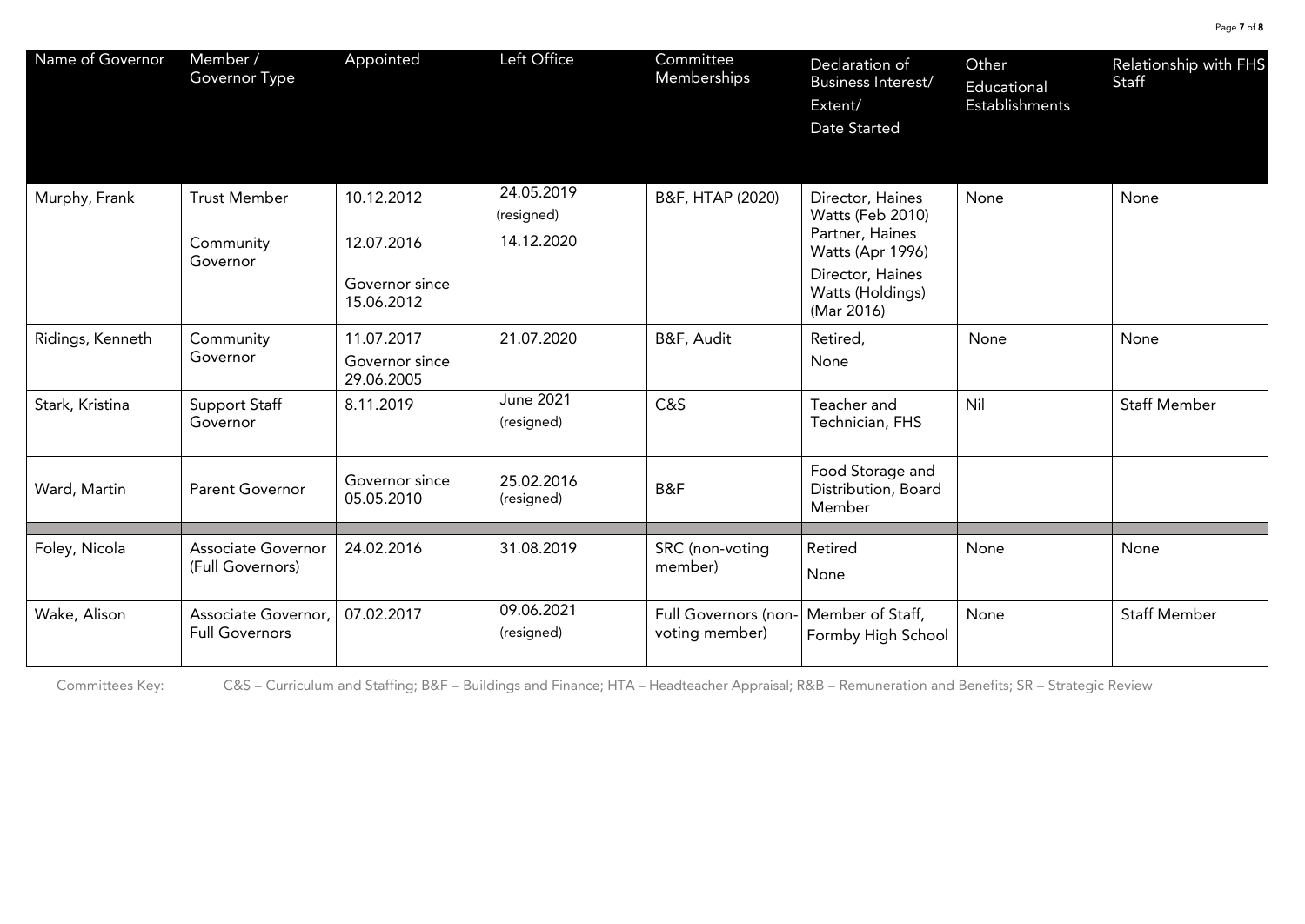| Name of Governor | Member / Governor Type | Appointed | Left Office | Committee Memberships | Declaration of Business Interest/ Extent/ Date Started | Other Educational Establishments | Relationship with FHS Staff |
|---|---|---|---|---|---|---|---|
| Murphy, Frank | Trust Member<br>Community Governor | 10.12.2012<br>12.07.2016<br>Governor since 15.06.2012 | 24.05.2019 (resigned)<br>14.12.2020 | B&F, HTAP (2020) | Director, Haines Watts (Feb 2010)<br>Partner, Haines Watts (Apr 1996)<br>Director, Haines Watts (Holdings) (Mar 2016) | None | None |
| Ridings, Kenneth | Community Governor | 11.07.2017<br>Governor since 29.06.2005 | 21.07.2020 | B&F, Audit | Retired,<br>None | None | None |
| Stark, Kristina | Support Staff Governor | 8.11.2019 | June 2021 (resigned) | C&S | Teacher and Technician, FHS | Nil | Staff Member |
| Ward, Martin | Parent Governor | Governor since 05.05.2010 | 25.02.2016 (resigned) | B&F | Food Storage and Distribution, Board Member | | |
| | | | | | | | |
| Foley, Nicola | Associate Governor (Full Governors) | 24.02.2016 | 31.08.2019 | SRC (non-voting member) | Retired<br>None | None | None |
| Wake, Alison | Associate Governor, Full Governors | 07.02.2017 | 09.06.2021 (resigned) | Full Governors (non-voting member) | Member of Staff, Formby High School | None | Staff Member |

Committees Key: C&S – Curriculum and Staffing; B&F – Buildings and Finance; HTA – Headteacher Appraisal; R&B – Remuneration and Benefits; SR – Strategic Review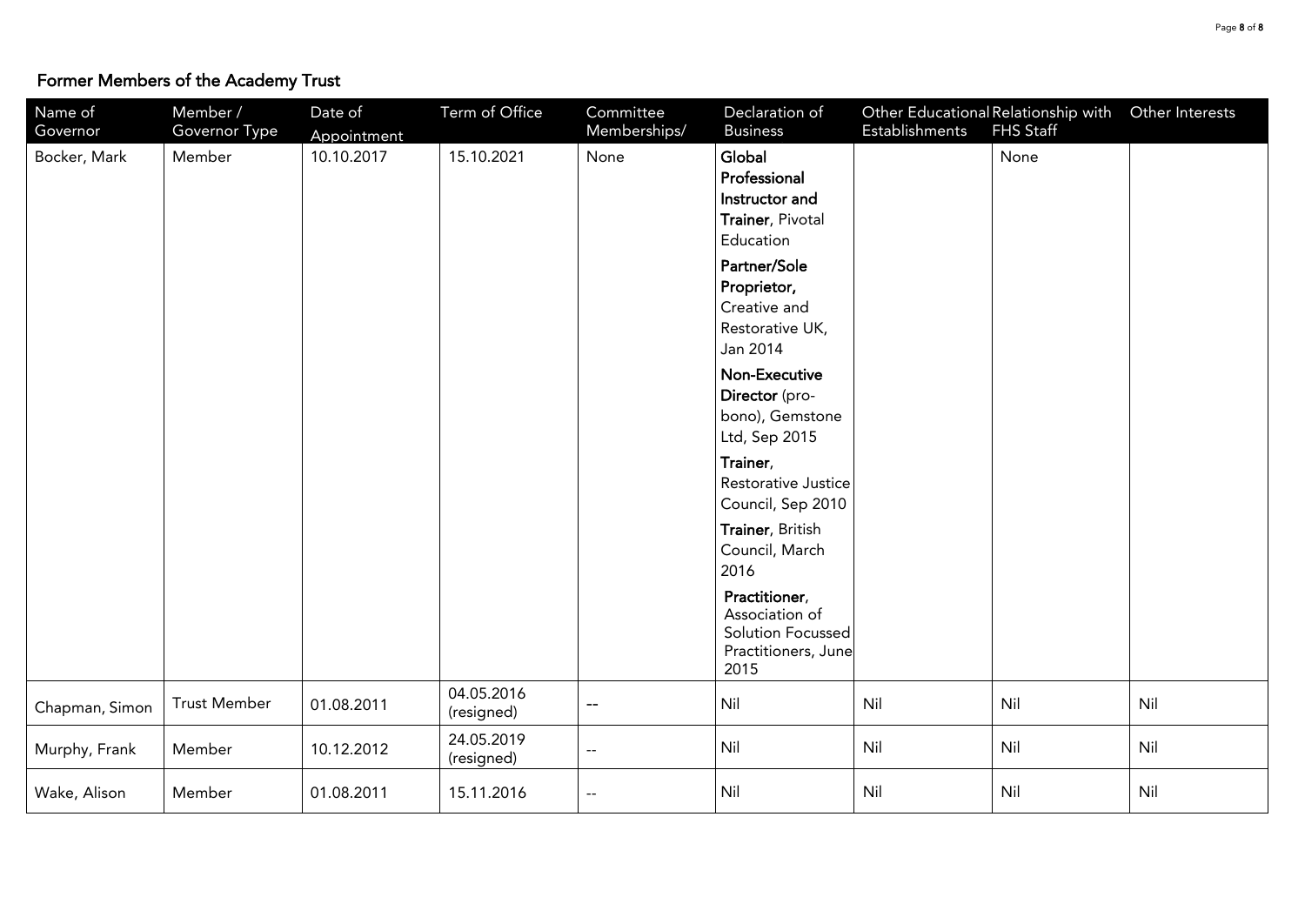## Former Members of the Academy Trust

| Name of Governor | Member / Governor Type | Date of Appointment | Term of Office | Committee Memberships/ | Declaration of Business | Other Educational Establishments | Relationship with FHS Staff | Other Interests |
|---|---|---|---|---|---|---|---|---|
| Bocker, Mark | Member | 10.10.2017 | 15.10.2021 | None | **Global Professional Instructor and Trainer**, Pivotal Education<br>**Partner/Sole Proprietor,** Creative and Restorative UK, Jan 2014<br>**Non-Executive Director** (pro-bono), Gemstone Ltd, Sep 2015<br>**Trainer**, Restorative Justice Council, Sep 2010<br>**Trainer**, British Council, March 2016<br>**Practitioner**, Association of Solution Focussed Practitioners, June 2015 | | None | |
| Chapman, Simon | Trust Member | 01.08.2011 | 04.05.2016 (resigned) | -- | Nil | Nil | Nil | Nil |
| Murphy, Frank | Member | 10.12.2012 | 24.05.2019 (resigned) | -- | Nil | Nil | Nil | Nil |
| Wake, Alison | Member | 01.08.2011 | 15.11.2016 | -- | Nil | Nil | Nil | Nil |